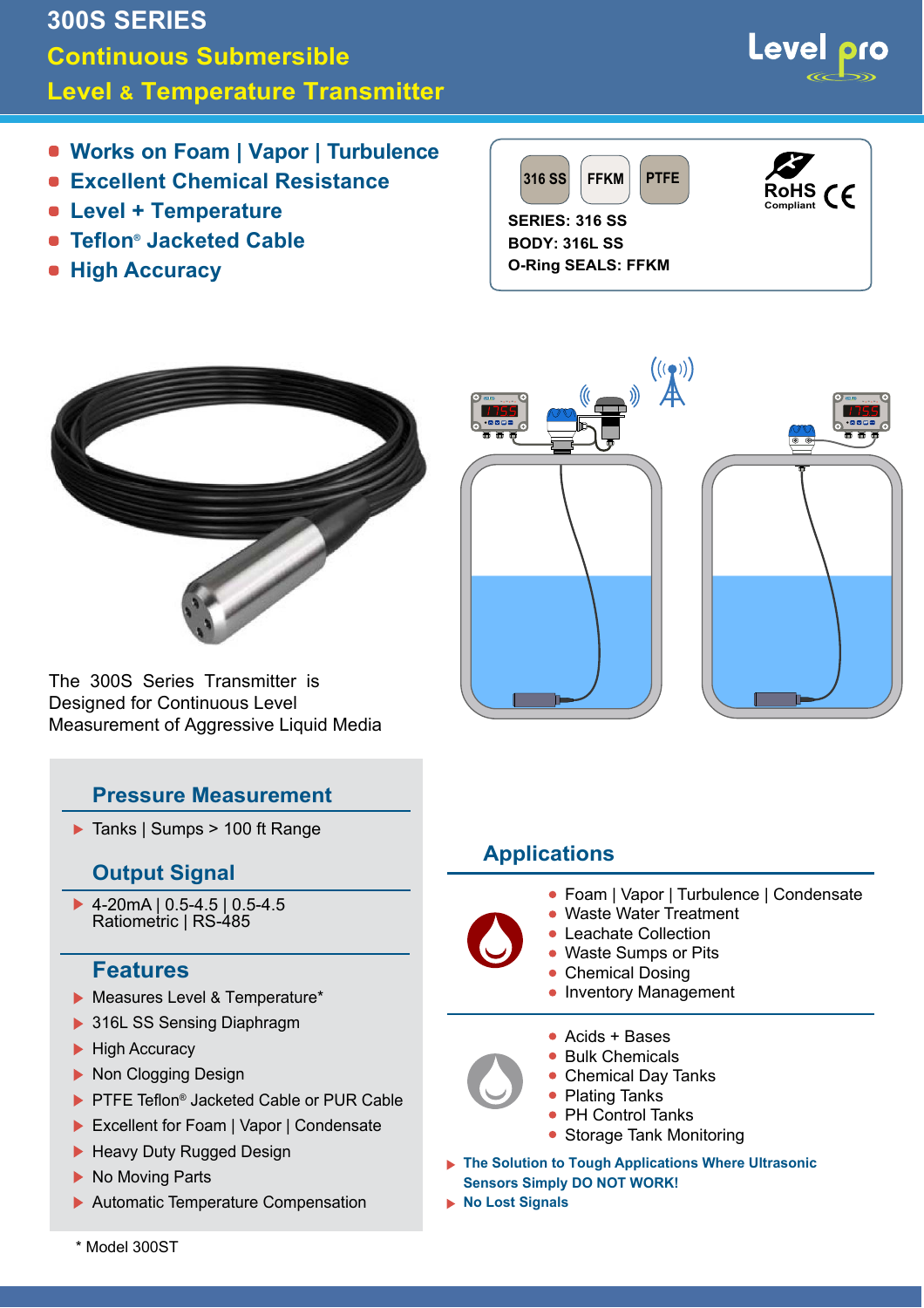# 300S SERIES

## Continuous Submersible Level & Temperature Transmitter

Level pro

- Works on Foam | Vapor | Turbulence
- Excellent Chemical Resistance
- Level + Temperature
- Teflon® Jacketed Cable
- High Accuracy

316 SS | FFKM | PTFE

RoHS Compliant CE

**SERIES: 316 SS**
**BODY: 316L SS**
**O-Ring SEALS: FFKM**

The 300S Series Transmitter is Designed for Continuous Level Measurement of Aggressive Liquid Media

## Pressure Measurement

- Tanks | Sumps > 100 ft Range

## Output Signal

- 4-20mA | 0.5-4.5 | 0.5-4.5 Ratiometric | RS-485

## Features

- Measures Level & Temperature*
- 316L SS Sensing Diaphragm
- High Accuracy
- Non Clogging Design
- PTFE Teflon® Jacketed Cable or PUR Cable
- Excellent for Foam | Vapor | Condensate
- Heavy Duty Rugged Design
- No Moving Parts
- Automatic Temperature Compensation

\* Model 300ST

## Applications

- Foam | Vapor | Turbulence | Condensate
- Waste Water Treatment
- Leachate Collection
- Waste Sumps or Pits
- Chemical Dosing
- Inventory Management

- Acids + Bases
- Bulk Chemicals
- Chemical Day Tanks
- Plating Tanks
- PH Control Tanks
- Storage Tank Monitoring

- **The Solution to Tough Applications Where Ultrasonic Sensors Simply DO NOT WORK!**
- **No Lost Signals**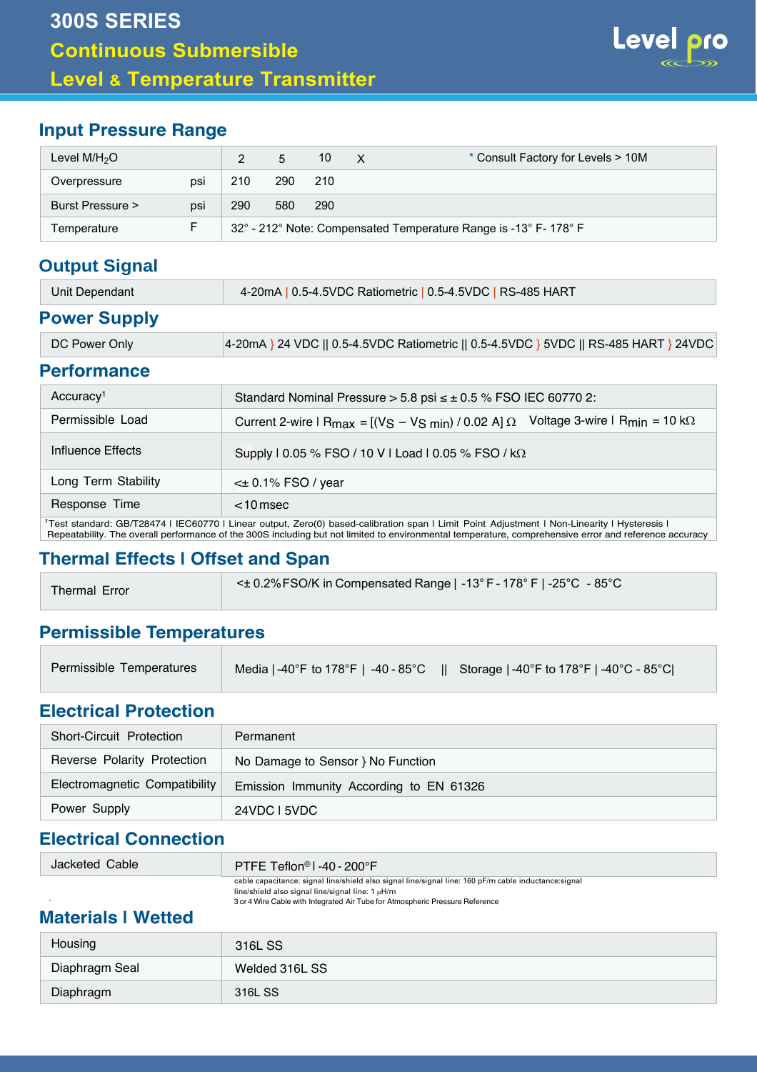# 300S SERIES
## Continuous Submersible
## Level & Temperature Transmitter

## Input Pressure Range

| Level M/$H_2O$ | | 2 | 5 | 10 | X | * Consult Factory for Levels > 10M |
|---|---|---|---|---|---|---|
| Overpressure | psi | 210 | 290 | 210 | | |
| Burst Pressure > | psi | 290 | 580 | 290 | | |
| Temperature | F | 32° - 212° Note: Compensated Temperature Range is -13° F- 178° F | | | | |

## Output Signal

| Unit Dependant | 4-20mA \| 0.5-4.5VDC Ratiometric \| 0.5-4.5VDC \| RS-485 HART |
|---|---|

## Power Supply

| DC Power Only | 4-20mA } 24 VDC \|\| 0.5-4.5VDC Ratiometric \|\| 0.5-4.5VDC } 5VDC \|\| RS-485 HART } 24VDC |
|---|---|

## Performance

| Accuracy[1] | Standard Nominal Pressure > 5.8 psi ≤ ± 0.5 % FSO IEC 60770 2: |
|---|---|
| Permissible Load | Current 2-wire I $R_{max} = [(V_S - V_{S\ min}) / 0.02\ A]\ \Omega$ Voltage 3-wire I $R_{min} = 10\ k\Omega$ |
| Influence Effects | Supply I 0.05 % FSO / 10 V I Load I 0.05 % FSO / kΩ |
| Long Term Stability | <± 0.1% FSO / year |
| Response Time | <10 msec |

[1]Test standard: GB/T28474 I IEC60770 I Linear output, Zero(0) based-calibration span I Limit Point Adjustment I Non-Linearity I Hysteresis I Repeatability. The overall performance of the 300S including but not limited to environmental temperature, comprehensive error and reference accuracy

## Thermal Effects I Offset and Span

| Thermal Error | <± 0.2% FSO/K in Compensated Range \| -13° F - 178° F \| -25°C - 85°C |
|---|---|

## Permissible Temperatures

| Permissible Temperatures | Media \| -40°F to 178°F \| -40 - 85°C \|\| Storage \| -40°F to 178°F \| -40°C - 85°C\| |
|---|---|

## Electrical Protection

| Short-Circuit Protection | Permanent |
|---|---|
| Reverse Polarity Protection | No Damage to Sensor } No Function |
| Electromagnetic Compatibility | Emission Immunity According to EN 61326 |
| Power Supply | 24VDC I 5VDC |

## Electrical Connection

| Jacketed Cable | PTFE Teflon® I -40 - 200°F |
|---|---|

cable capacitance: signal line/shield also signal line/signal line: 160 pF/m cable inductance:signal line/shield also signal line/signal line: 1 µH/m
3 or 4 Wire Cable with Integrated Air Tube for Atmospheric Pressure Reference

## Materials I Wetted

| Housing | 316L SS |
|---|---|
| Diaphragm Seal | Welded 316L SS |
| Diaphragm | 316L SS |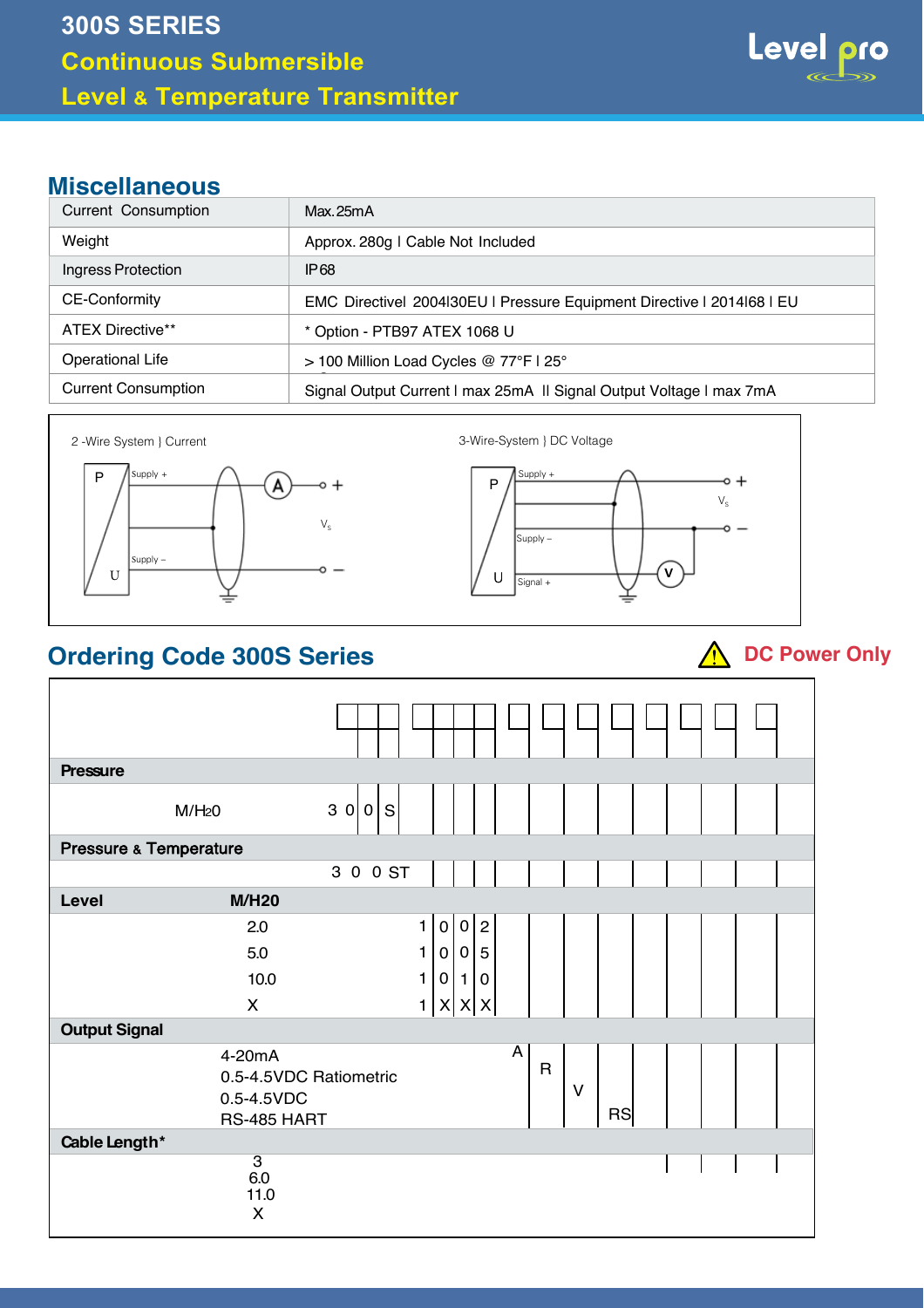# 300S SERIES

## Continuous Submersible Level & Temperature Transmitter

Level pro

## Miscellaneous

| | |
|---|---|
| Current Consumption | Max. 25mA |
| Weight | Approx. 280g l Cable Not Included |
| Ingress Protection | IP68 |
| CE-Conformity | EMC Directivel 2004l30EU l Pressure Equipment Directive l 2014l68 l EU |
| ATEX Directive** | * Option - PTB97 ATEX 1068 U |
| Operational Life | > 100 Million Load Cycles @ 77°F l 25° |
| Current Consumption | Signal Output Current l max 25mA ll Signal Output Voltage l max 7mA |

2 -Wire System | Current

P
U
Supply +
Supply –
A
+
–
$V_s$

3-Wire-System | DC Voltage

P
U
Supply +
Supply –
Signal +
V
+
–
$V_s$

## Ordering Code 300S Series

DC Power Only

**Pressure**

M/H2O — 3 0 0 S

**Pressure & Temperature**

3 0 0 ST

| **Level** | **M/H20** | |
|---|---|---|
| | 2.0 | 1 0 0 2 |
| | 5.0 | 1 0 0 5 |
| | 10.0 | 1 0 1 0 |
| | X | 1 X X X |

**Output Signal**

| | |
|---|---|
| 4-20mA | A |
| 0.5-4.5VDC Ratiometric | R |
| 0.5-4.5VDC | V |
| RS-485 HART | RS |

**Cable Length***

3
6.0
11.0
X